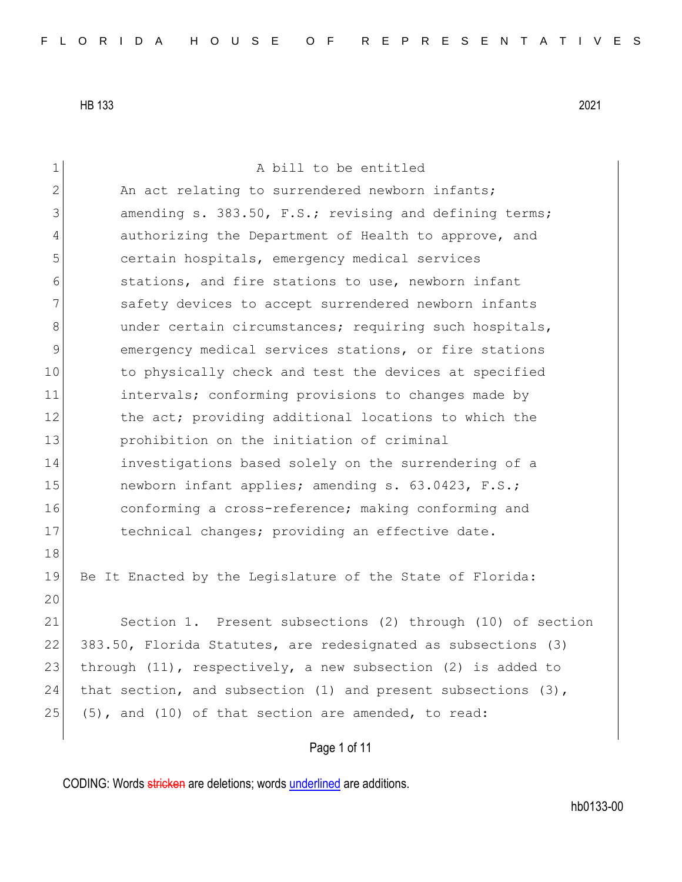HB 133 2021

A bill to be entitled

An act relating to surrendered newborn infants; amending s. 383.50, F.S.; revising and defining terms; authorizing the Department of Health to approve, and certain hospitals, emergency medical services stations, and fire stations to use, newborn infant safety devices to accept surrendered newborn infants under certain circumstances; requiring such hospitals, emergency medical services stations, or fire stations to physically check and test the devices at specified intervals; conforming provisions to changes made by the act; providing additional locations to which the prohibition on the initiation of criminal investigations based solely on the surrendering of a newborn infant applies; amending s. 63.0423, F.S.; conforming a cross-reference; making conforming and technical changes; providing an effective date.

Be It Enacted by the Legislature of the State of Florida:

Section 1. Present subsections (2) through (10) of section 383.50, Florida Statutes, are redesignated as subsections (3) through (11), respectively, a new subsection (2) is added to that section, and subsection (1) and present subsections (3), (5), and (10) of that section are amended, to read:

CODING: Words ~~stricken~~ are deletions; words <u>underlined</u> are additions.

hb0133-00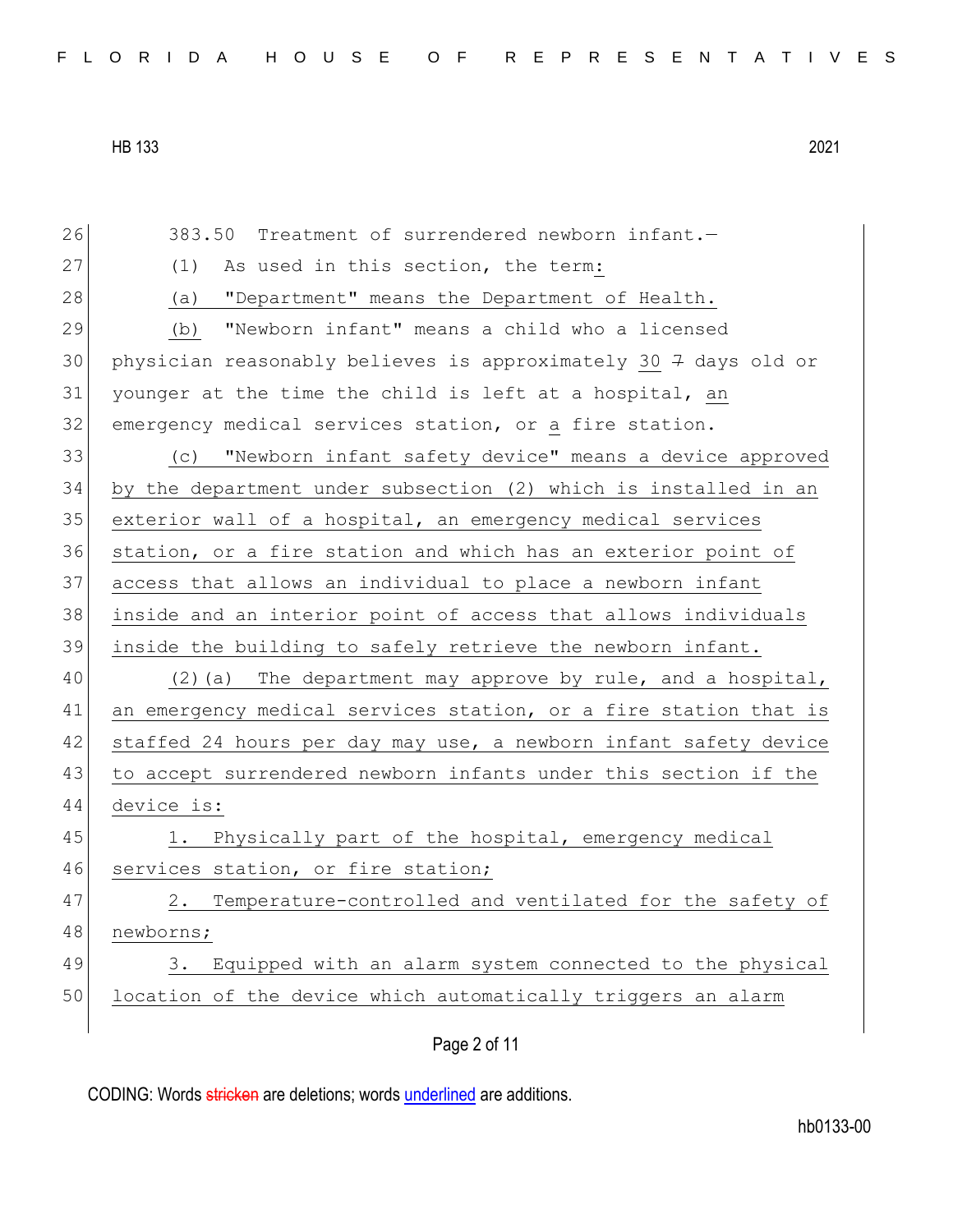383.50 Treatment of surrendered newborn infant.—

(1) As used in this section, the term:

(a) "Department" means the Department of Health.

(b) "Newborn infant" means a child who a licensed physician reasonably believes is approximately 30 ~~7~~ days old or younger at the time the child is left at a hospital, an emergency medical services station, or a fire station.

(c) "Newborn infant safety device" means a device approved by the department under subsection (2) which is installed in an exterior wall of a hospital, an emergency medical services station, or a fire station and which has an exterior point of access that allows an individual to place a newborn infant inside and an interior point of access that allows individuals inside the building to safely retrieve the newborn infant.

(2)(a) The department may approve by rule, and a hospital, an emergency medical services station, or a fire station that is staffed 24 hours per day may use, a newborn infant safety device to accept surrendered newborn infants under this section if the device is:

1. Physically part of the hospital, emergency medical services station, or fire station;

2. Temperature-controlled and ventilated for the safety of newborns;

3. Equipped with an alarm system connected to the physical location of the device which automatically triggers an alarm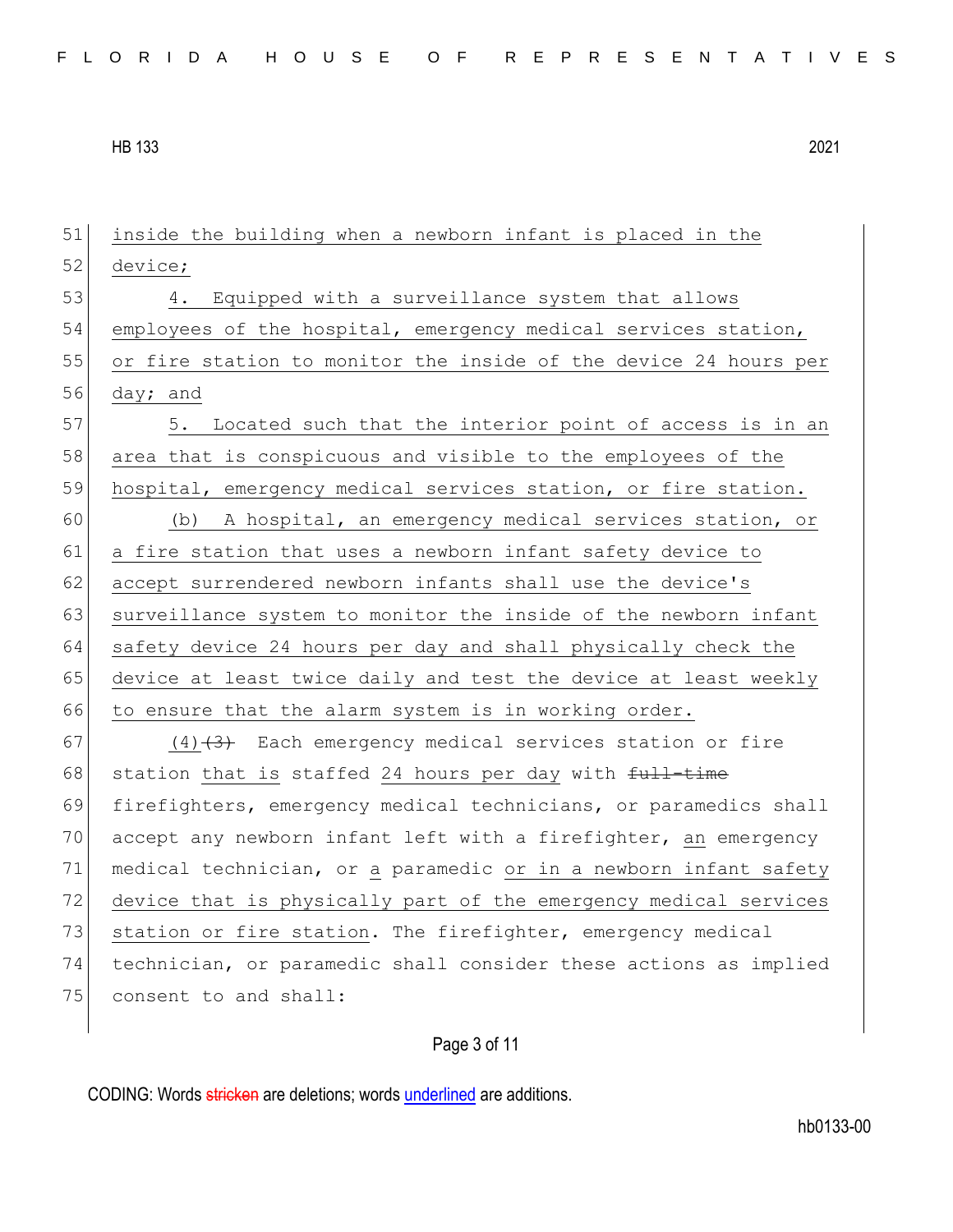inside the building when a newborn infant is placed in the device;

4. Equipped with a surveillance system that allows employees of the hospital, emergency medical services station, or fire station to monitor the inside of the device 24 hours per day; and

5. Located such that the interior point of access is in an area that is conspicuous and visible to the employees of the hospital, emergency medical services station, or fire station.

(b) A hospital, an emergency medical services station, or a fire station that uses a newborn infant safety device to accept surrendered newborn infants shall use the device's surveillance system to monitor the inside of the newborn infant safety device 24 hours per day and shall physically check the device at least twice daily and test the device at least weekly to ensure that the alarm system is in working order.

(4) ~~(3)~~ Each emergency medical services station or fire station that is staffed 24 hours per day with ~~full-time~~ firefighters, emergency medical technicians, or paramedics shall accept any newborn infant left with a firefighter, an emergency medical technician, or a paramedic or in a newborn infant safety device that is physically part of the emergency medical services station or fire station. The firefighter, emergency medical technician, or paramedic shall consider these actions as implied consent to and shall: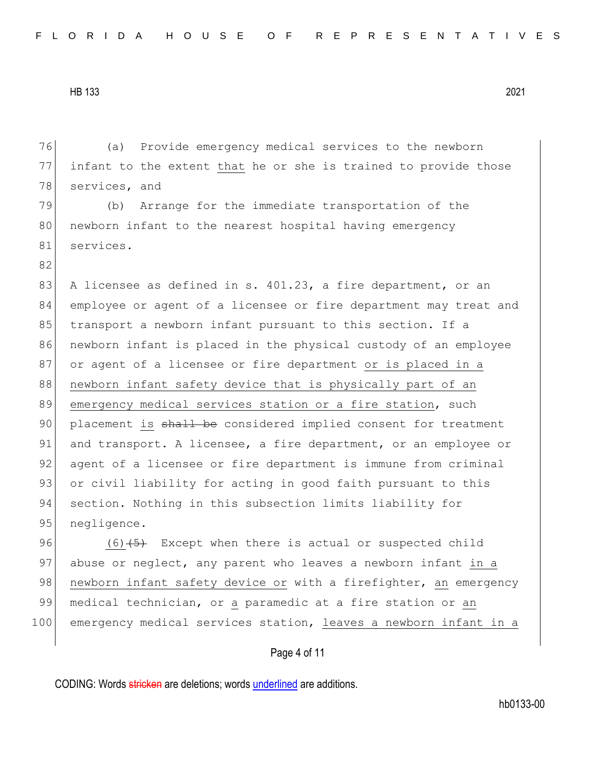(a) Provide emergency medical services to the newborn infant to the extent that he or she is trained to provide those services, and

(b) Arrange for the immediate transportation of the newborn infant to the nearest hospital having emergency services.

A licensee as defined in s. 401.23, a fire department, or an employee or agent of a licensee or fire department may treat and transport a newborn infant pursuant to this section. If a newborn infant is placed in the physical custody of an employee or agent of a licensee or fire department or is placed in a newborn infant safety device that is physically part of an emergency medical services station or a fire station, such placement is ~~shall be~~ considered implied consent for treatment and transport. A licensee, a fire department, or an employee or agent of a licensee or fire department is immune from criminal or civil liability for acting in good faith pursuant to this section. Nothing in this subsection limits liability for negligence.

(6)~~(5)~~ Except when there is actual or suspected child abuse or neglect, any parent who leaves a newborn infant in a newborn infant safety device or with a firefighter, an emergency medical technician, or a paramedic at a fire station or an emergency medical services station, leaves a newborn infant in a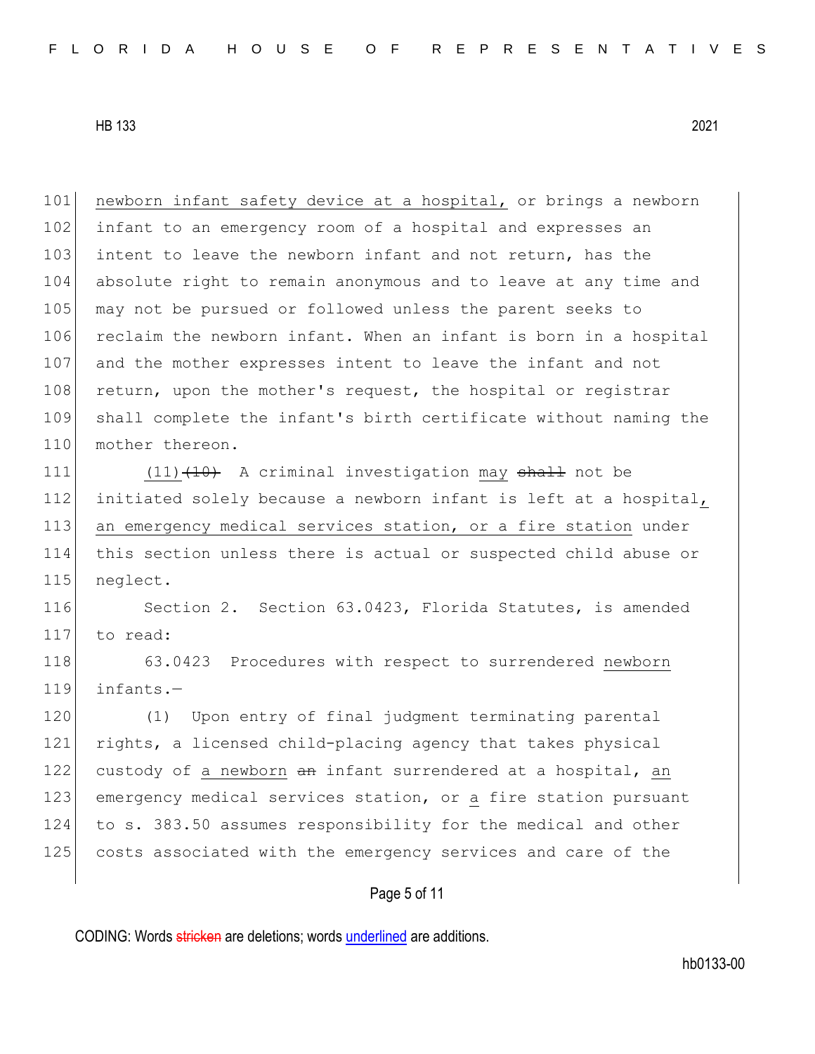101 newborn infant safety device at a hospital, or brings a newborn
102 infant to an emergency room of a hospital and expresses an
103 intent to leave the newborn infant and not return, has the
104 absolute right to remain anonymous and to leave at any time and
105 may not be pursued or followed unless the parent seeks to
106 reclaim the newborn infant. When an infant is born in a hospital
107 and the mother expresses intent to leave the infant and not
108 return, upon the mother's request, the hospital or registrar
109 shall complete the infant's birth certificate without naming the
110 mother thereon.

111 (11) ~~(10)~~ A criminal investigation may ~~shall~~ not be
112 initiated solely because a newborn infant is left at a hospital,
113 an emergency medical services station, or a fire station under
114 this section unless there is actual or suspected child abuse or
115 neglect.

116 Section 2. Section 63.0423, Florida Statutes, is amended
117 to read:

118 63.0423 Procedures with respect to surrendered newborn
119 infants.—

120 (1) Upon entry of final judgment terminating parental
121 rights, a licensed child-placing agency that takes physical
122 custody of a newborn ~~an~~ infant surrendered at a hospital, an
123 emergency medical services station, or a fire station pursuant
124 to s. 383.50 assumes responsibility for the medical and other
125 costs associated with the emergency services and care of the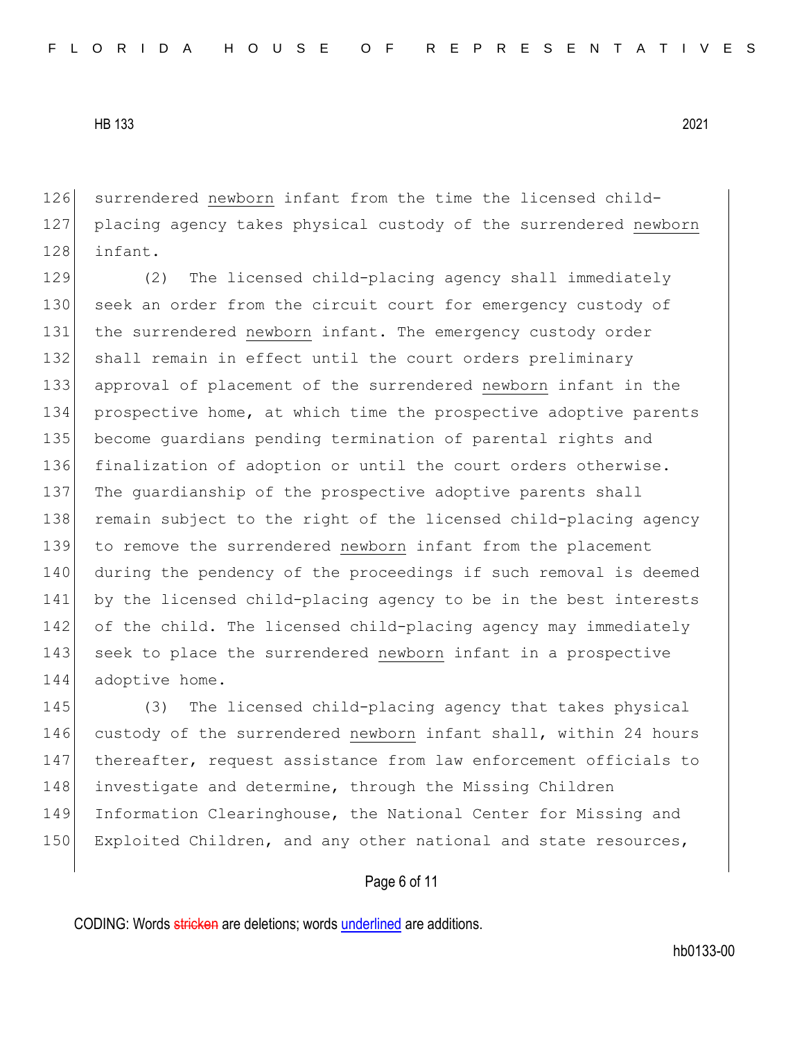surrendered <u>newborn</u> infant from the time the licensed child-placing agency takes physical custody of the surrendered <u>newborn</u> infant.

(2) The licensed child-placing agency shall immediately seek an order from the circuit court for emergency custody of the surrendered <u>newborn</u> infant. The emergency custody order shall remain in effect until the court orders preliminary approval of placement of the surrendered <u>newborn</u> infant in the prospective home, at which time the prospective adoptive parents become guardians pending termination of parental rights and finalization of adoption or until the court orders otherwise. The guardianship of the prospective adoptive parents shall remain subject to the right of the licensed child-placing agency to remove the surrendered <u>newborn</u> infant from the placement during the pendency of the proceedings if such removal is deemed by the licensed child-placing agency to be in the best interests of the child. The licensed child-placing agency may immediately seek to place the surrendered <u>newborn</u> infant in a prospective adoptive home.

(3) The licensed child-placing agency that takes physical custody of the surrendered <u>newborn</u> infant shall, within 24 hours thereafter, request assistance from law enforcement officials to investigate and determine, through the Missing Children Information Clearinghouse, the National Center for Missing and Exploited Children, and any other national and state resources,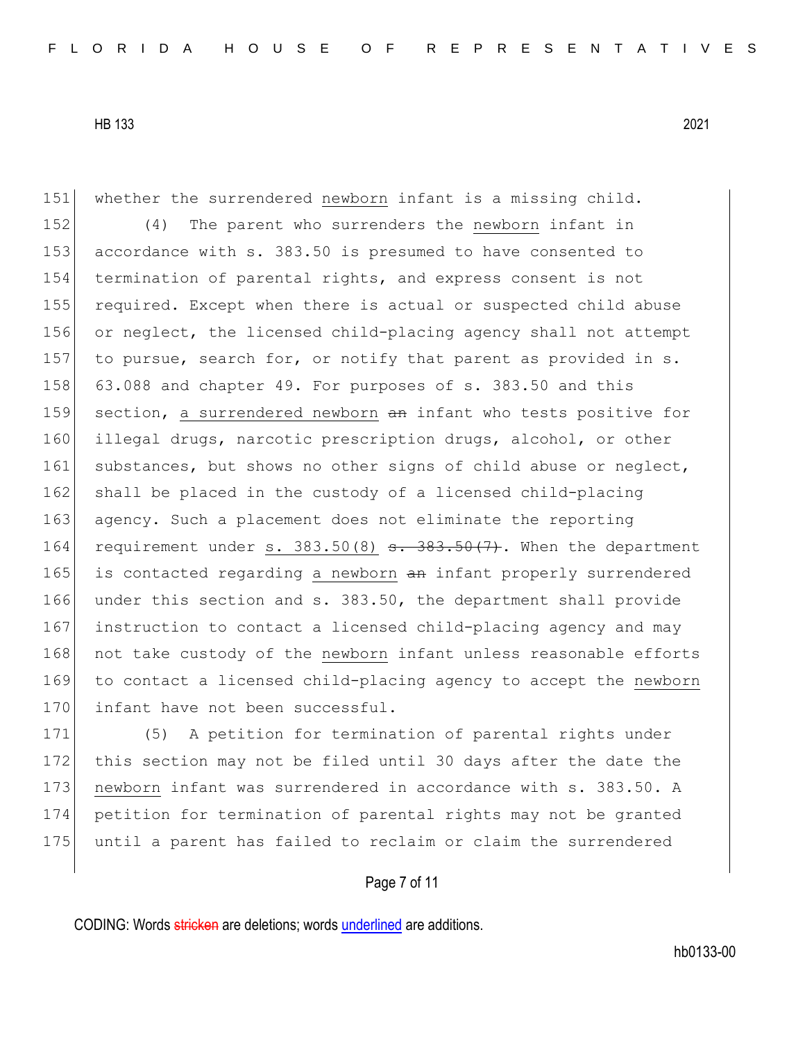whether the surrendered newborn infant is a missing child.

(4) The parent who surrenders the newborn infant in accordance with s. 383.50 is presumed to have consented to termination of parental rights, and express consent is not required. Except when there is actual or suspected child abuse or neglect, the licensed child-placing agency shall not attempt to pursue, search for, or notify that parent as provided in s. 63.088 and chapter 49. For purposes of s. 383.50 and this section, a surrendered newborn ~~an~~ infant who tests positive for illegal drugs, narcotic prescription drugs, alcohol, or other substances, but shows no other signs of child abuse or neglect, shall be placed in the custody of a licensed child-placing agency. Such a placement does not eliminate the reporting requirement under s. 383.50(8) ~~s. 383.50(7)~~. When the department is contacted regarding a newborn ~~an~~ infant properly surrendered under this section and s. 383.50, the department shall provide instruction to contact a licensed child-placing agency and may not take custody of the newborn infant unless reasonable efforts to contact a licensed child-placing agency to accept the newborn infant have not been successful.

(5) A petition for termination of parental rights under this section may not be filed until 30 days after the date the newborn infant was surrendered in accordance with s. 383.50. A petition for termination of parental rights may not be granted until a parent has failed to reclaim or claim the surrendered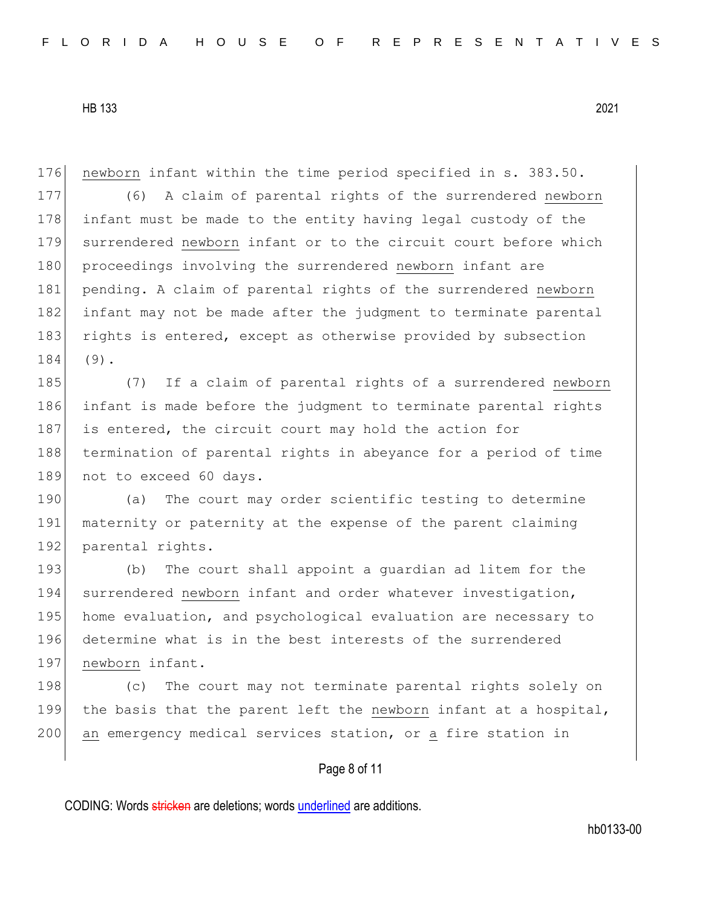newborn infant within the time period specified in s. 383.50.

(6) A claim of parental rights of the surrendered newborn infant must be made to the entity having legal custody of the surrendered newborn infant or to the circuit court before which proceedings involving the surrendered newborn infant are pending. A claim of parental rights of the surrendered newborn infant may not be made after the judgment to terminate parental rights is entered, except as otherwise provided by subsection (9).

(7) If a claim of parental rights of a surrendered newborn infant is made before the judgment to terminate parental rights is entered, the circuit court may hold the action for termination of parental rights in abeyance for a period of time not to exceed 60 days.

(a) The court may order scientific testing to determine maternity or paternity at the expense of the parent claiming parental rights.

(b) The court shall appoint a guardian ad litem for the surrendered newborn infant and order whatever investigation, home evaluation, and psychological evaluation are necessary to determine what is in the best interests of the surrendered newborn infant.

(c) The court may not terminate parental rights solely on the basis that the parent left the newborn infant at a hospital, an emergency medical services station, or a fire station in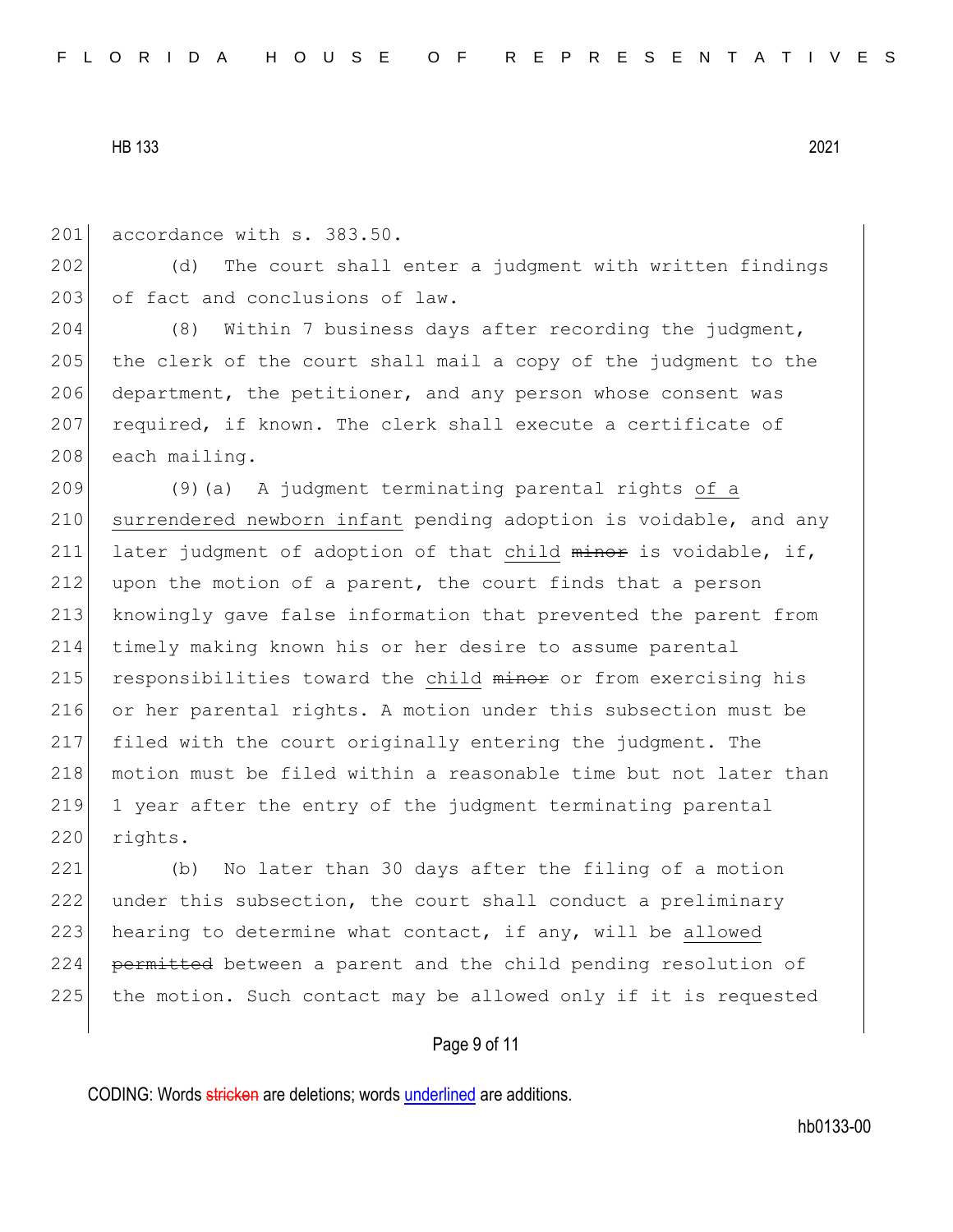accordance with s. 383.50.

(d) The court shall enter a judgment with written findings of fact and conclusions of law.

(8) Within 7 business days after recording the judgment, the clerk of the court shall mail a copy of the judgment to the department, the petitioner, and any person whose consent was required, if known. The clerk shall execute a certificate of each mailing.

(9)(a) A judgment terminating parental rights <u>of a surrendered newborn infant</u> pending adoption is voidable, and any later judgment of adoption of that <u>child</u> ~~minor~~ is voidable, if, upon the motion of a parent, the court finds that a person knowingly gave false information that prevented the parent from timely making known his or her desire to assume parental responsibilities toward the <u>child</u> ~~minor~~ or from exercising his or her parental rights. A motion under this subsection must be filed with the court originally entering the judgment. The motion must be filed within a reasonable time but not later than 1 year after the entry of the judgment terminating parental rights.

(b) No later than 30 days after the filing of a motion under this subsection, the court shall conduct a preliminary hearing to determine what contact, if any, will be <u>allowed</u> ~~permitted~~ between a parent and the child pending resolution of the motion. Such contact may be allowed only if it is requested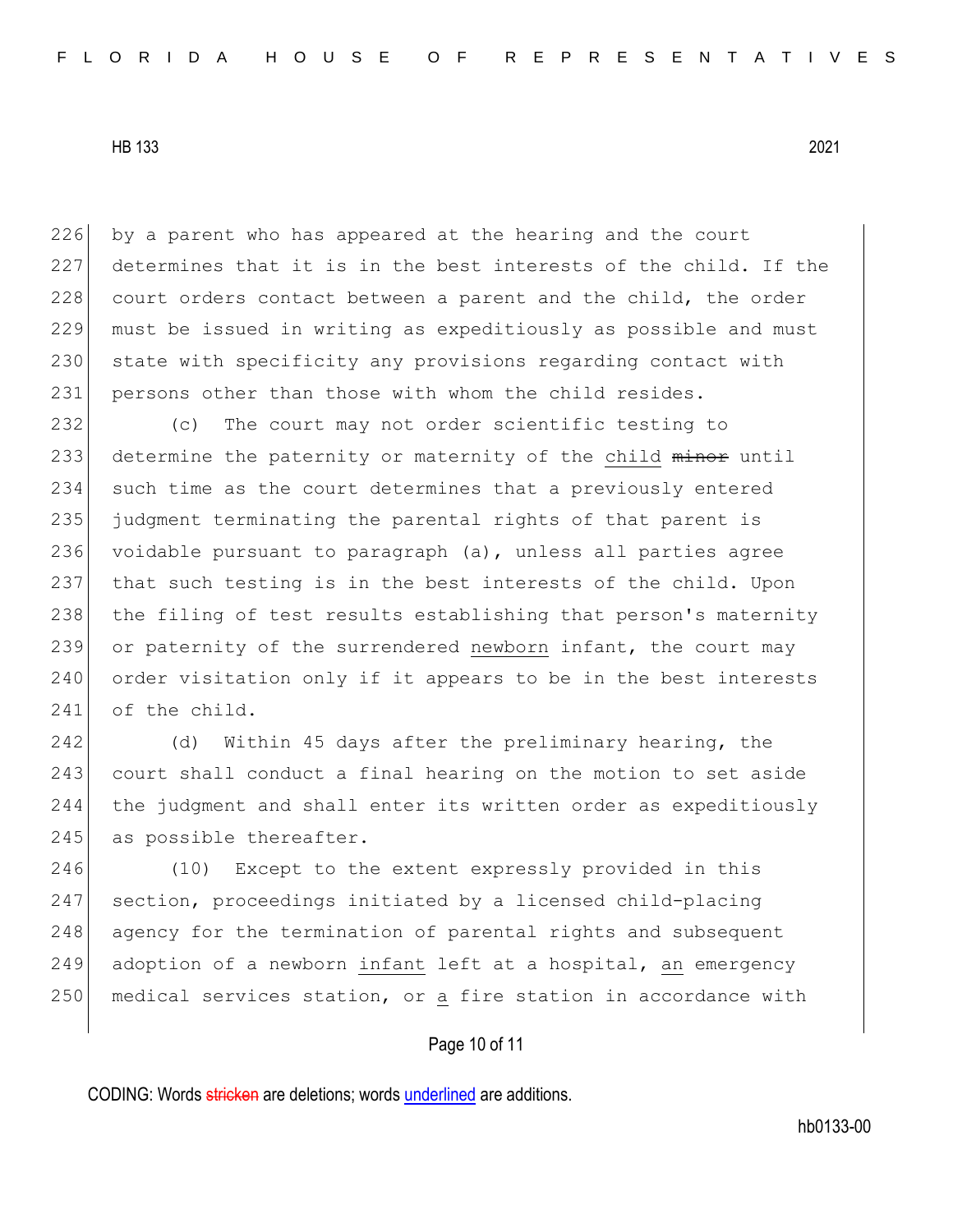by a parent who has appeared at the hearing and the court determines that it is in the best interests of the child. If the court orders contact between a parent and the child, the order must be issued in writing as expeditiously as possible and must state with specificity any provisions regarding contact with persons other than those with whom the child resides.

(c) The court may not order scientific testing to determine the paternity or maternity of the <u>child</u> ~~minor~~ until such time as the court determines that a previously entered judgment terminating the parental rights of that parent is voidable pursuant to paragraph (a), unless all parties agree that such testing is in the best interests of the child. Upon the filing of test results establishing that person's maternity or paternity of the surrendered <u>newborn</u> infant, the court may order visitation only if it appears to be in the best interests of the child.

(d) Within 45 days after the preliminary hearing, the court shall conduct a final hearing on the motion to set aside the judgment and shall enter its written order as expeditiously as possible thereafter.

(10) Except to the extent expressly provided in this section, proceedings initiated by a licensed child-placing agency for the termination of parental rights and subsequent adoption of a newborn <u>infant</u> left at a hospital, <u>an</u> emergency medical services station, or <u>a</u> fire station in accordance with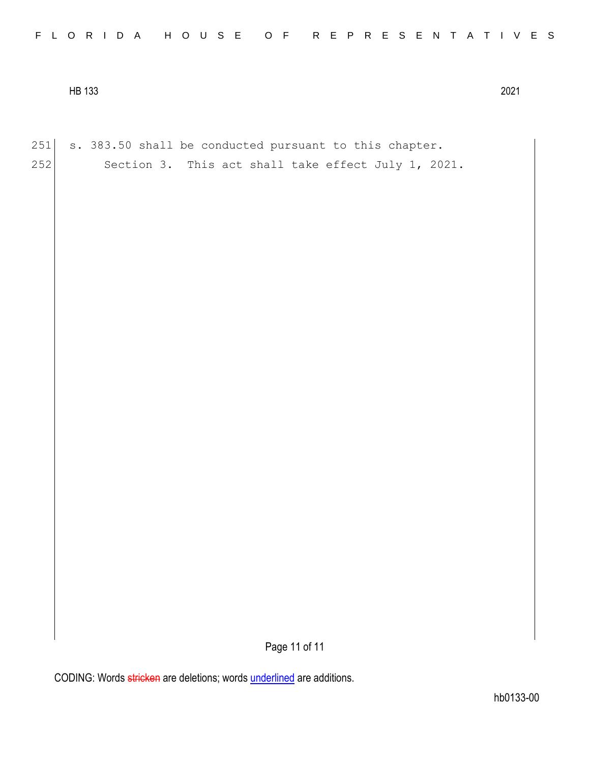251 s. 383.50 shall be conducted pursuant to this chapter.

252 Section 3. This act shall take effect July 1, 2021.